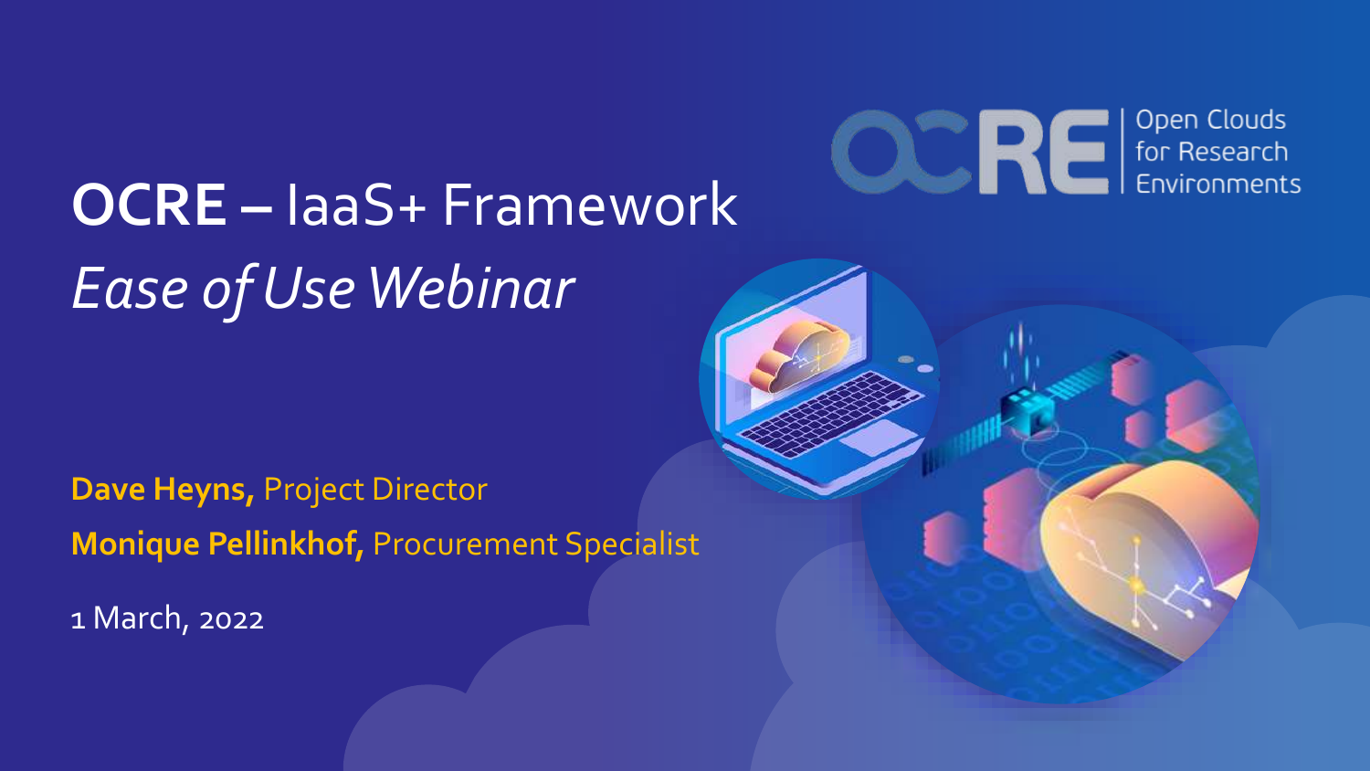# **OCRE** – IaaS+ Framework

## *Ease of Use Webinar*

Open Clouds for Research Environments

**Dave Heyns,** Project Director

**Monique Pellinkhof,** Procurement Specialist

1 March, 2022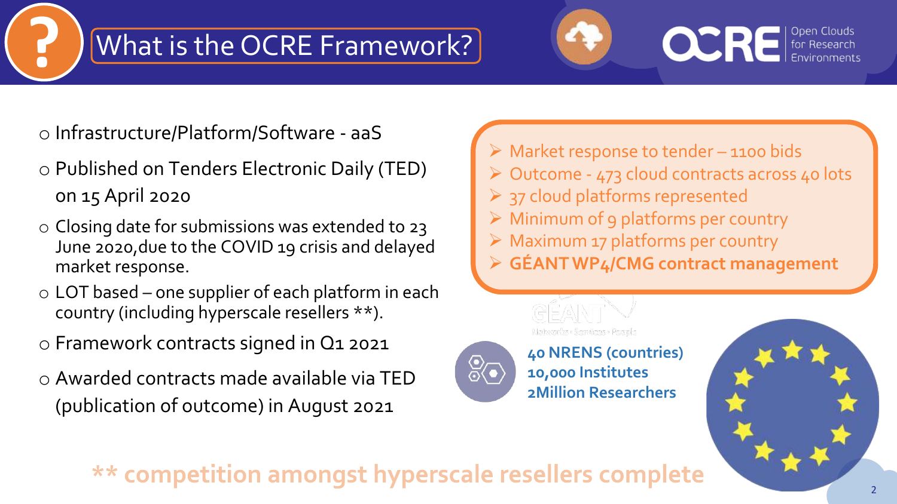# What is the OCRE Framework?

OCRE Open Clouds for Research Environments

- Infrastructure/Platform/Software - aaS
- Published on Tenders Electronic Daily (TED) on 15 April 2020
- Closing date for submissions was extended to 23 June 2020,due to the COVID 19 crisis and delayed market response.
- LOT based – one supplier of each platform in each country (including hyperscale resellers **).
- Framework contracts signed in Q1 2021
- Awarded contracts made available via TED (publication of outcome) in August 2021

- Market response to tender – 1100 bids
- Outcome - 473 cloud contracts across 40 lots
- 37 cloud platforms represented
- Minimum of 9 platforms per country
- Maximum 17 platforms per country
- **GÉANT WP4/CMG contract management**

GÉANT Networks · Services · People

**40 NRENS (countries)**
**10,000 Institutes**
**2Million Researchers**

** competition amongst hyperscale resellers complete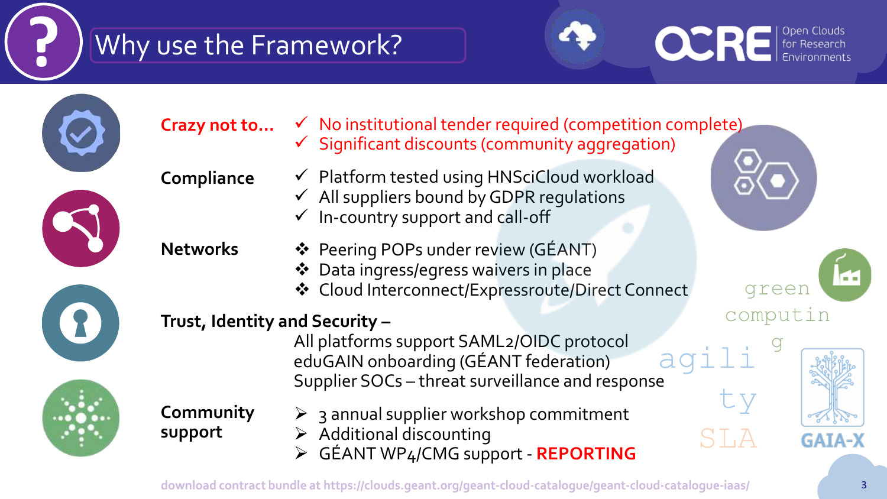# Why use the Framework?

Open Clouds for Research Environments

**Crazy not to…**
- ✓ No institutional tender required (competition complete)
- ✓ Significant discounts (community aggregation)

**Compliance**
- ✓ Platform tested using HNSciCloud workload
- ✓ All suppliers bound by GDPR regulations
- ✓ In-country support and call-off

**Networks**
- ❖ Peering POPs under review (GÉANT)
- ❖ Data ingress/egress waivers in place
- ❖ Cloud Interconnect/Expressroute/Direct Connect

**Trust, Identity and Security –**

All platforms support SAML2/OIDC protocol
eduGAIN onboarding (GÉANT federation)
Supplier SOCs – threat surveillance and response

**Community support**
- ➢ 3 annual supplier workshop commitment
- ➢ Additional discounting
- ➢ GÉANT WP4/CMG support - **REPORTING**

green computing

agility

SLA

GAIA-X

download contract bundle at https://clouds.geant.org/geant-cloud-catalogue/geant-cloud-catalogue-iaas/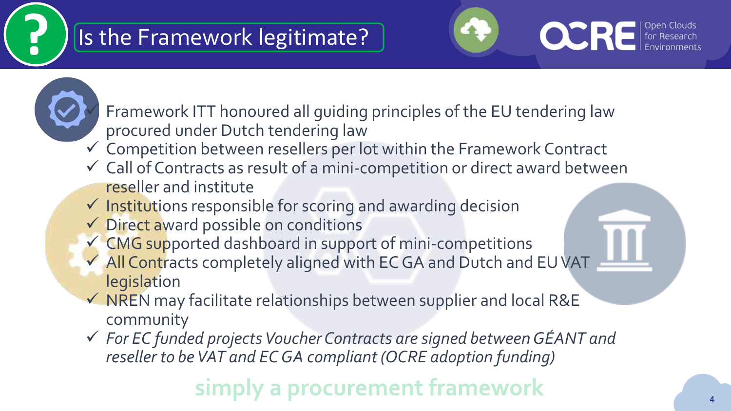# Is the Framework legitimate?

- ✓ Framework ITT honoured all guiding principles of the EU tendering law procured under Dutch tendering law
- ✓ Competition between resellers per lot within the Framework Contract
- ✓ Call of Contracts as result of a mini-competition or direct award between reseller and institute
- ✓ Institutions responsible for scoring and awarding decision
- ✓ Direct award possible on conditions
- ✓ CMG supported dashboard in support of mini-competitions
- ✓ All Contracts completely aligned with EC GA and Dutch and EU VAT legislation
- ✓ NREN may facilitate relationships between supplier and local R&E community
- ✓ *For EC funded projects Voucher Contracts are signed between GÉANT and reseller to be VAT and EC GA compliant (OCRE adoption funding)*

**simply a procurement framework**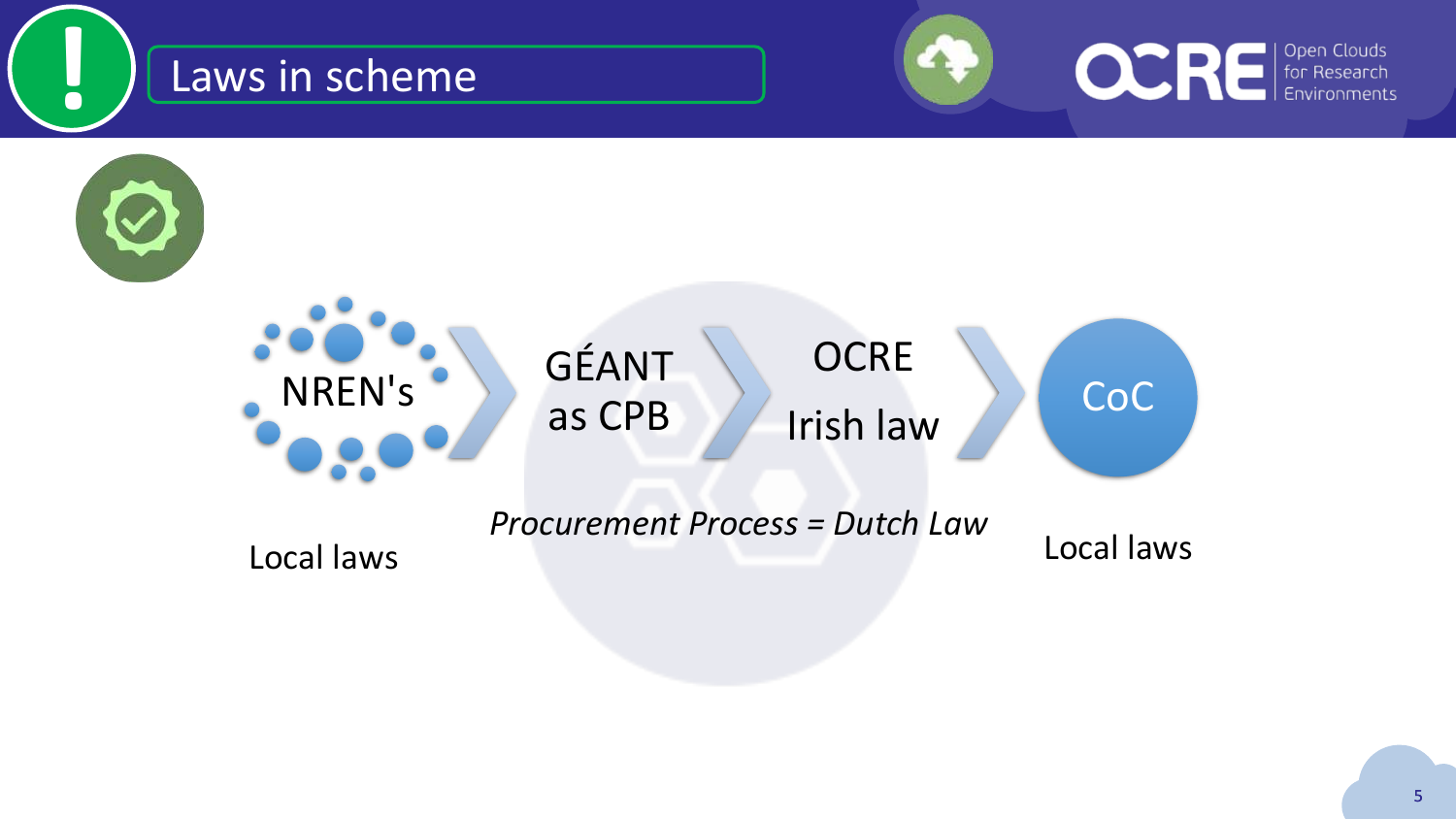# Laws in scheme

NREN's

Local laws

GÉANT as CPB

OCRE

Irish law

*Procurement Process = Dutch Law*

CoC

Local laws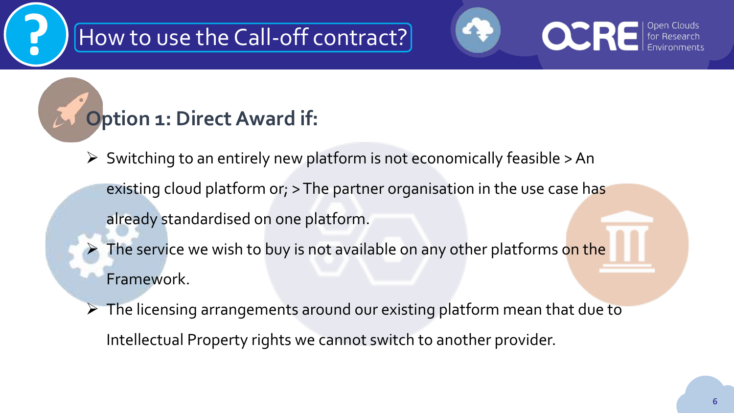# How to use the Call-off contract?

## Option 1: Direct Award if:

- Switching to an entirely new platform is not economically feasible > An existing cloud platform or; > The partner organisation in the use case has already standardised on one platform.
- The service we wish to buy is not available on any other platforms on the Framework.
- The licensing arrangements around our existing platform mean that due to Intellectual Property rights we cannot switch to another provider.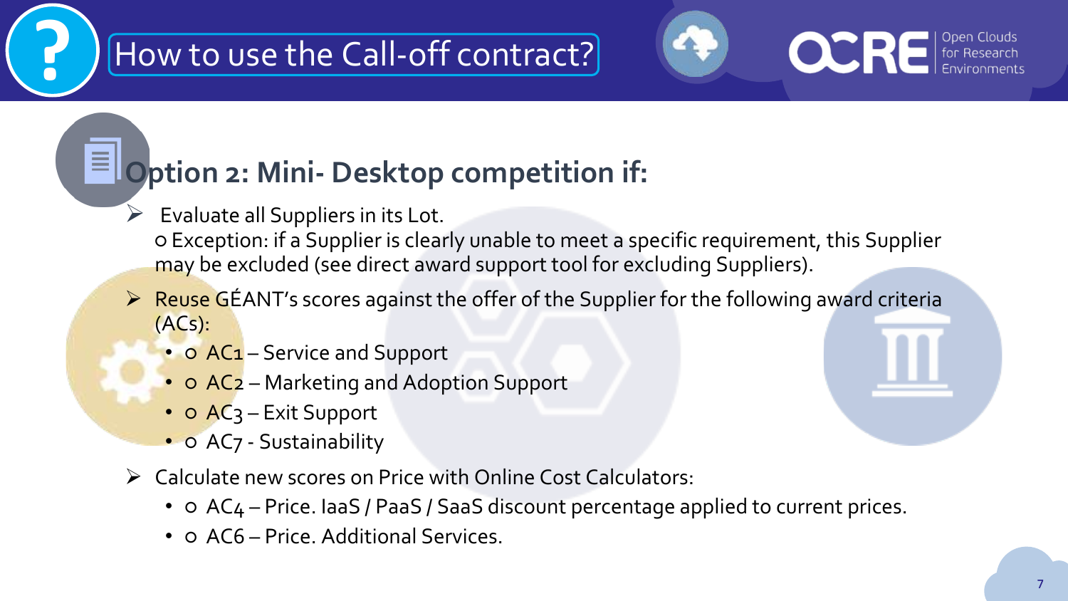# How to use the Call-off contract?

## Option 2: Mini- Desktop competition if:

- Evaluate all Suppliers in its Lot.
  - Exception: if a Supplier is clearly unable to meet a specific requirement, this Supplier may be excluded (see direct award support tool for excluding Suppliers).
- Reuse GÉANT's scores against the offer of the Supplier for the following award criteria (ACs):
  - AC1 – Service and Support
  - AC2 – Marketing and Adoption Support
  - AC3 – Exit Support
  - AC7 - Sustainability
- Calculate new scores on Price with Online Cost Calculators:
  - AC4 – Price. IaaS / PaaS / SaaS discount percentage applied to current prices.
  - AC6 – Price. Additional Services.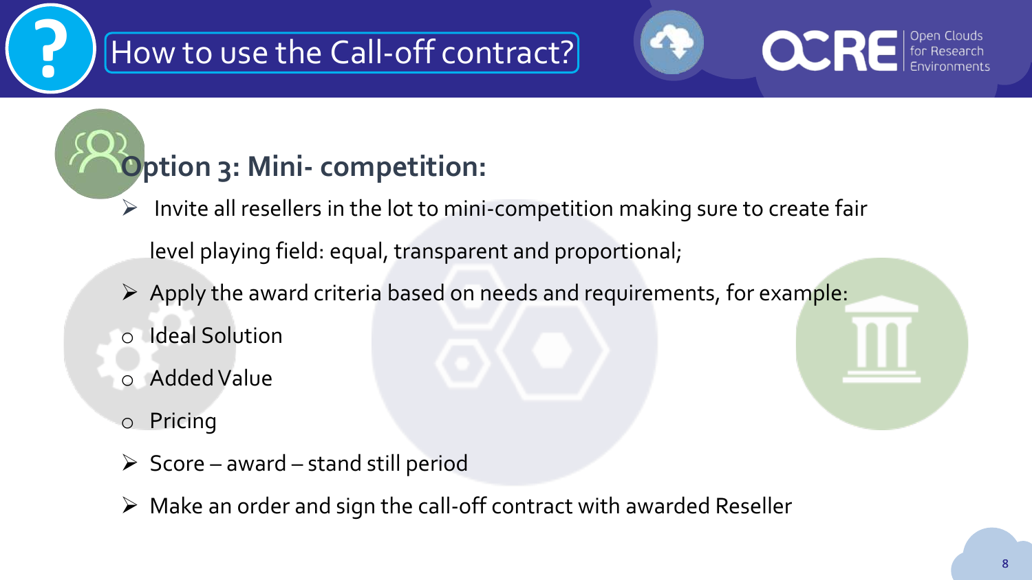# How to use the Call-off contract?

## Option 3: Mini- competition:

- Invite all resellers in the lot to mini-competition making sure to create fair level playing field: equal, transparent and proportional;
- Apply the award criteria based on needs and requirements, for example:
  - Ideal Solution
  - Added Value
  - Pricing
- Score – award – stand still period
- Make an order and sign the call-off contract with awarded Reseller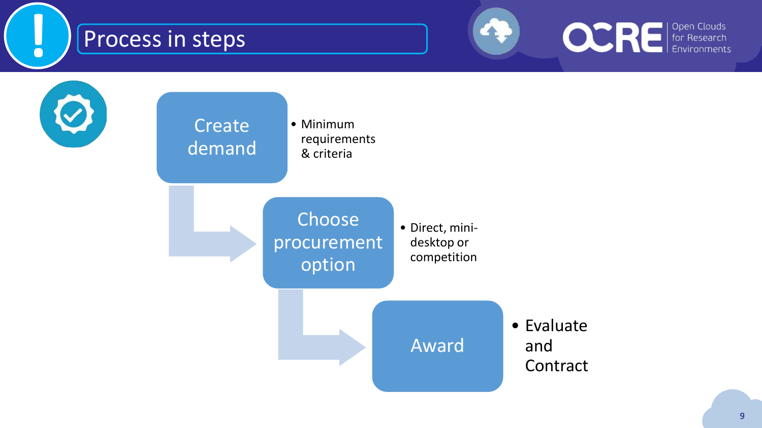# Process in steps

1. **Create demand**
   - Minimum requirements & criteria
2. **Choose procurement option**
   - Direct, mini-desktop or competition
3. **Award**
   - Evaluate and Contract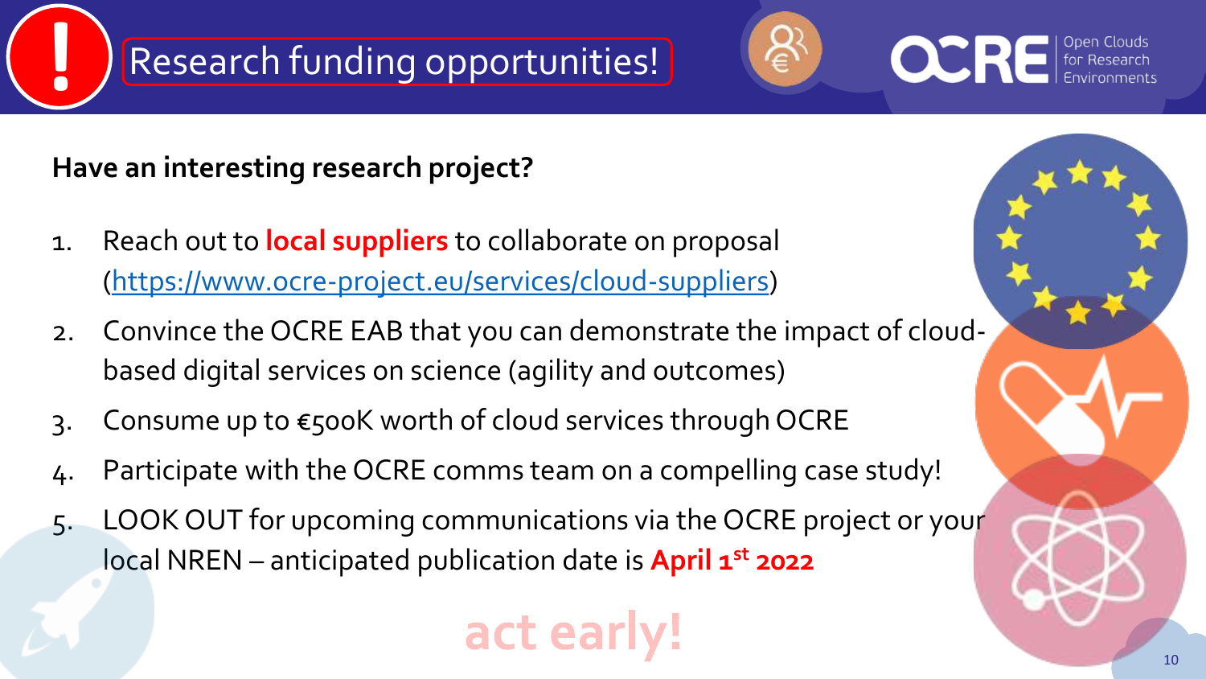# Research funding opportunities!

Open Clouds for Research Environments

**Have an interesting research project?**

1. Reach out to **local suppliers** to collaborate on proposal (https://www.ocre-project.eu/services/cloud-suppliers)
2. Convince the OCRE EAB that you can demonstrate the impact of cloud-based digital services on science (agility and outcomes)
3. Consume up to €500K worth of cloud services through OCRE
4. Participate with the OCRE comms team on a compelling case study!
5. LOOK OUT for upcoming communications via the OCRE project or your local NREN – anticipated publication date is **April 1st 2022**

**act early!**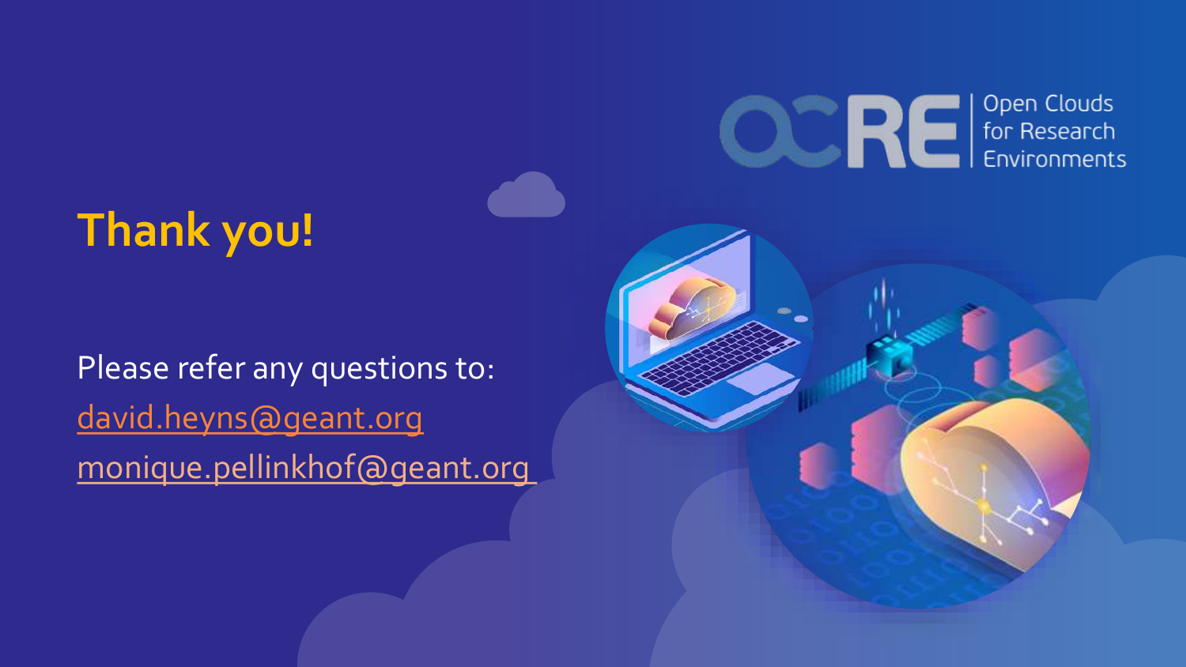OCRE | Open Clouds for Research Environments

# Thank you!

Please refer any questions to:

david.heyns@geant.org

monique.pellinkhof@geant.org